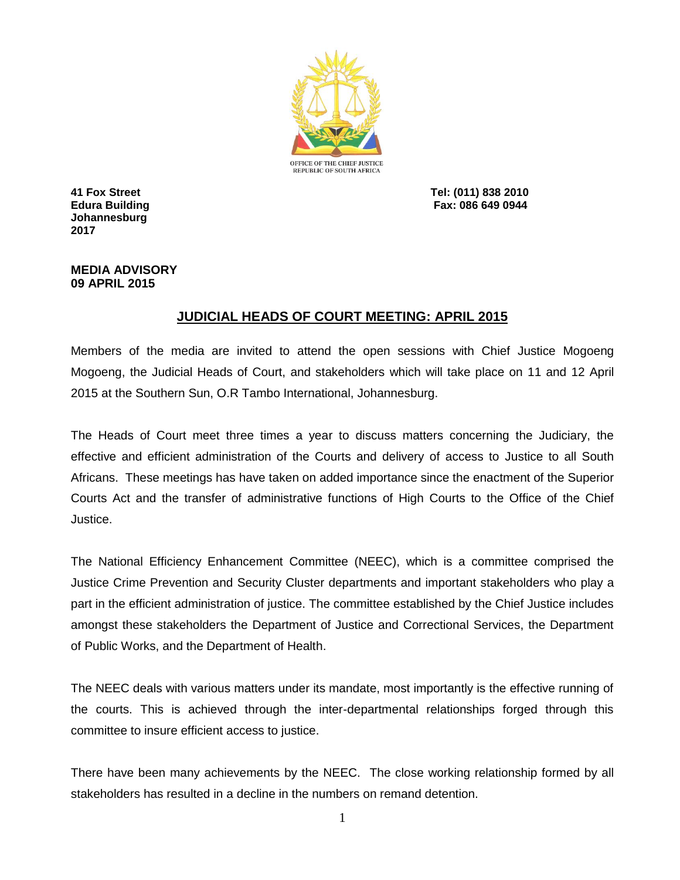OFFICE OF THE CHIEF JUSTICE
REPUBLIC OF SOUTH AFRICA

**41 Fox Street**
**Edura Building**
**Johannesburg**
**2017**

**Tel: (011) 838 2010**
**Fax: 086 649 0944**

**MEDIA ADVISORY**
**09 APRIL 2015**

## JUDICIAL HEADS OF COURT MEETING: APRIL 2015

Members of the media are invited to attend the open sessions with Chief Justice Mogoeng Mogoeng, the Judicial Heads of Court, and stakeholders which will take place on 11 and 12 April 2015 at the Southern Sun, O.R Tambo International, Johannesburg.

The Heads of Court meet three times a year to discuss matters concerning the Judiciary, the effective and efficient administration of the Courts and delivery of access to Justice to all South Africans. These meetings has have taken on added importance since the enactment of the Superior Courts Act and the transfer of administrative functions of High Courts to the Office of the Chief Justice.

The National Efficiency Enhancement Committee (NEEC), which is a committee comprised the Justice Crime Prevention and Security Cluster departments and important stakeholders who play a part in the efficient administration of justice. The committee established by the Chief Justice includes amongst these stakeholders the Department of Justice and Correctional Services, the Department of Public Works, and the Department of Health.

The NEEC deals with various matters under its mandate, most importantly is the effective running of the courts. This is achieved through the inter-departmental relationships forged through this committee to insure efficient access to justice.

There have been many achievements by the NEEC. The close working relationship formed by all stakeholders has resulted in a decline in the numbers on remand detention.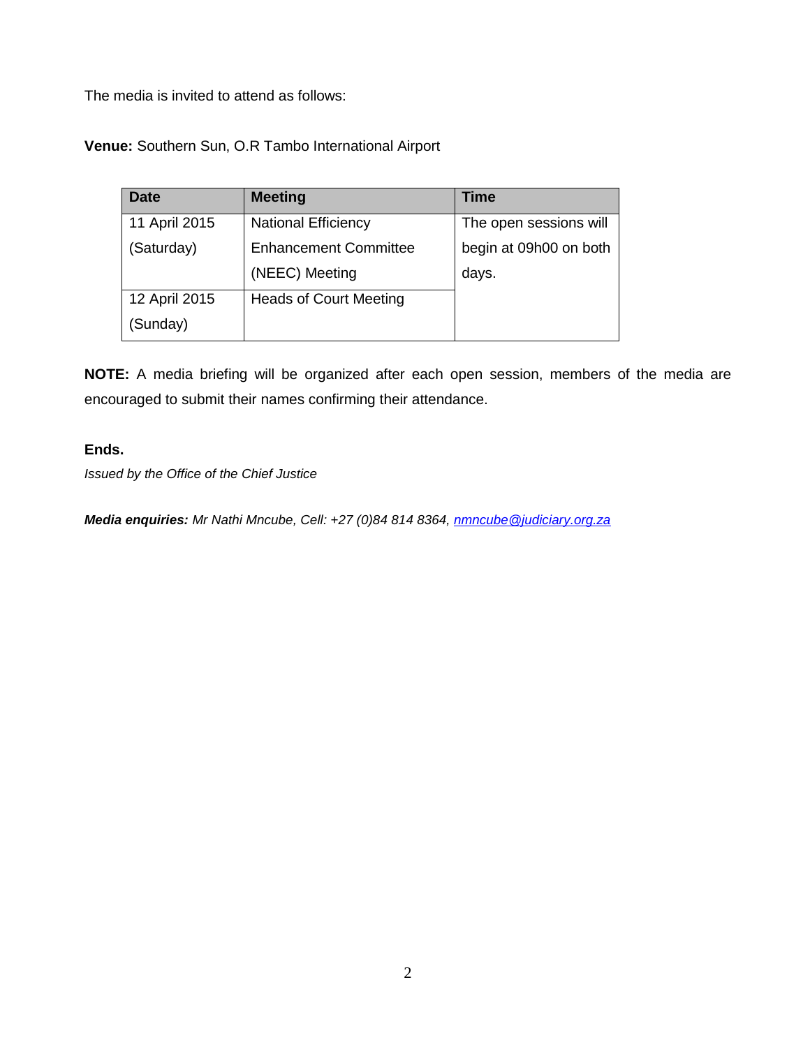The media is invited to attend as follows:

**Venue:** Southern Sun, O.R Tambo International Airport

| Date | Meeting | Time |
|---|---|---|
| 11 April 2015 (Saturday) | National Efficiency Enhancement Committee (NEEC) Meeting | The open sessions will begin at 09h00 on both days. |
| 12 April 2015 (Sunday) | Heads of Court Meeting | |

**NOTE:** A media briefing will be organized after each open session, members of the media are encouraged to submit their names confirming their attendance.

**Ends.**

*Issued by the Office of the Chief Justice*

***Media enquiries:*** *Mr Nathi Mncube, Cell: +27 (0)84 814 8364, nmncube@judiciary.org.za*